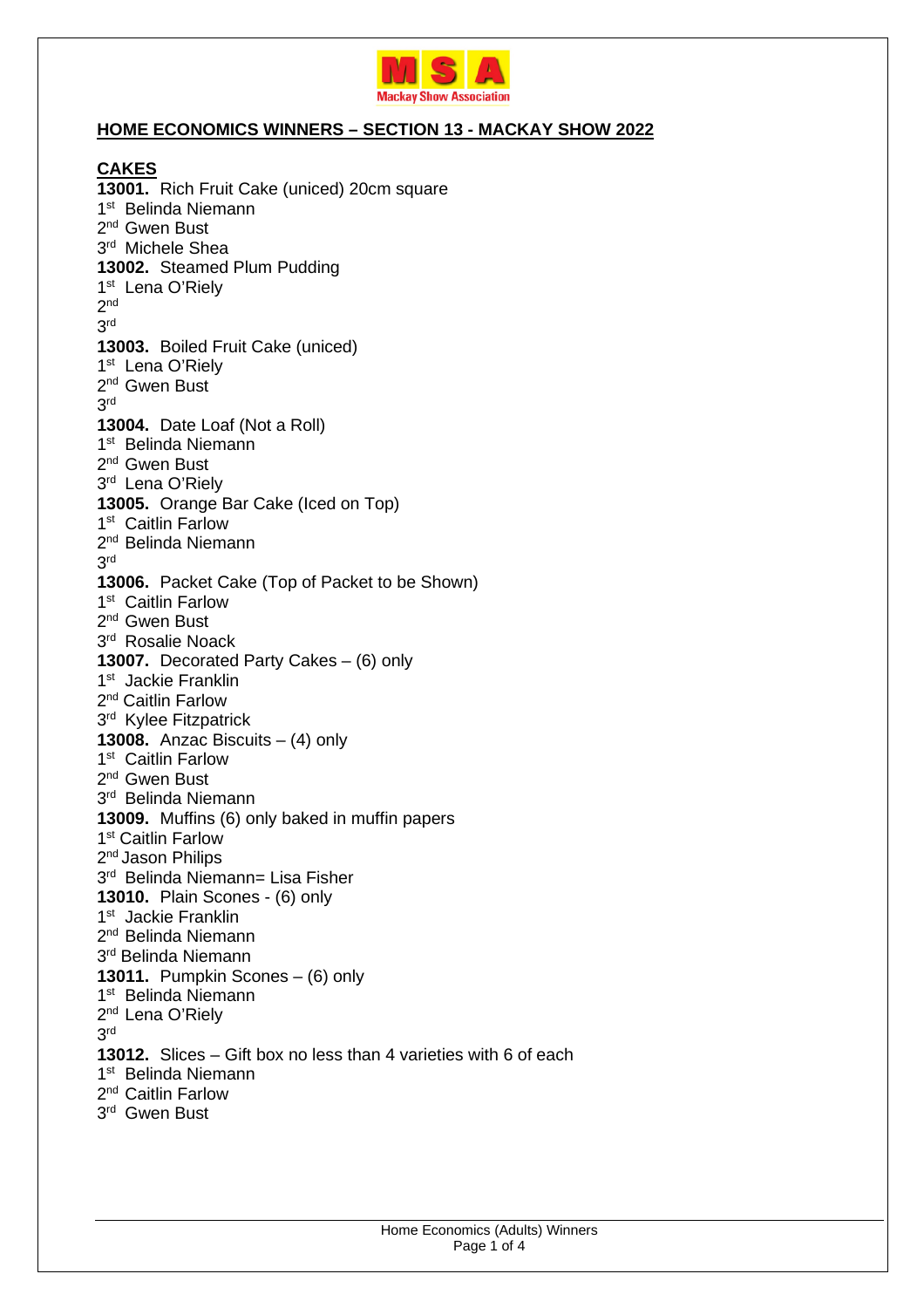## HOME ECONOMICS WINNERS – SECTION 13 - MACKAY SHOW 2022

### CAKES

**13001.** Rich Fruit Cake (uniced) 20cm square
1st Belinda Niemann
2nd Gwen Bust
3rd Michele Shea

**13002.** Steamed Plum Pudding
1st Lena O'Riely
2nd
3rd

**13003.** Boiled Fruit Cake (uniced)
1st Lena O'Riely
2nd Gwen Bust
3rd

**13004.** Date Loaf (Not a Roll)
1st Belinda Niemann
2nd Gwen Bust
3rd Lena O'Riely

**13005.** Orange Bar Cake (Iced on Top)
1st Caitlin Farlow
2nd Belinda Niemann
3rd

**13006.** Packet Cake (Top of Packet to be Shown)
1st Caitlin Farlow
2nd Gwen Bust
3rd Rosalie Noack

**13007.** Decorated Party Cakes – (6) only
1st Jackie Franklin
2nd Caitlin Farlow
3rd Kylee Fitzpatrick

**13008.** Anzac Biscuits – (4) only
1st Caitlin Farlow
2nd Gwen Bust
3rd Belinda Niemann

**13009.** Muffins (6) only baked in muffin papers
1st Caitlin Farlow
2nd Jason Philips
3rd Belinda Niemann= Lisa Fisher

**13010.** Plain Scones - (6) only
1st Jackie Franklin
2nd Belinda Niemann
3rd Belinda Niemann

**13011.** Pumpkin Scones – (6) only
1st Belinda Niemann
2nd Lena O'Riely
3rd

**13012.** Slices – Gift box no less than 4 varieties with 6 of each
1st Belinda Niemann
2nd Caitlin Farlow
3rd Gwen Bust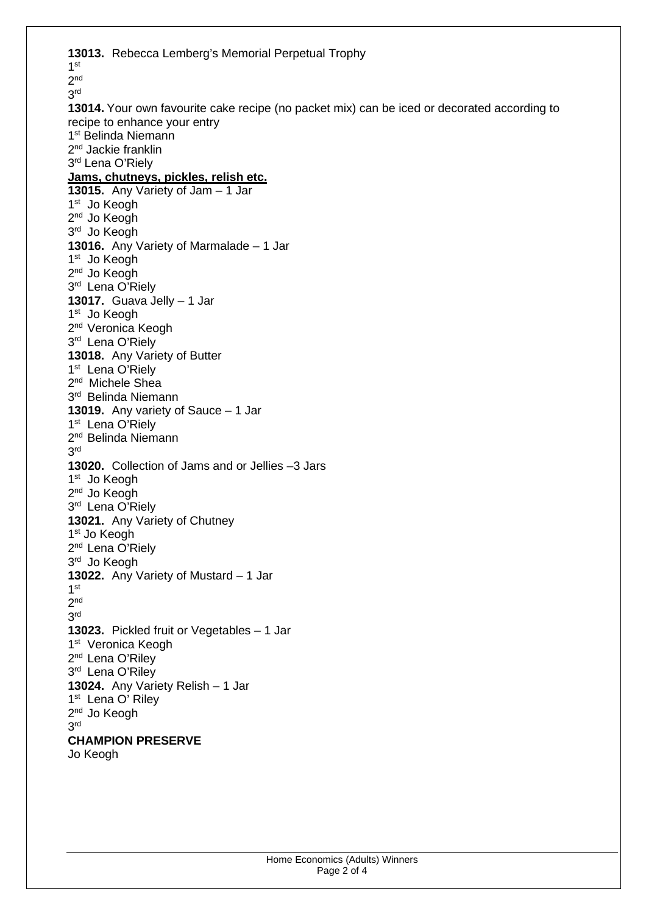**13013.** Rebecca Lemberg's Memorial Perpetual Trophy
1st
2nd
3rd

**13014.** Your own favourite cake recipe (no packet mix) can be iced or decorated according to recipe to enhance your entry
1st Belinda Niemann
2nd Jackie franklin
3rd Lena O'Riely

**Jams, chutneys, pickles, relish etc.**

**13015.** Any Variety of Jam – 1 Jar
1st Jo Keogh
2nd Jo Keogh
3rd Jo Keogh

**13016.** Any Variety of Marmalade – 1 Jar
1st Jo Keogh
2nd Jo Keogh
3rd Lena O'Riely

**13017.** Guava Jelly – 1 Jar
1st Jo Keogh
2nd Veronica Keogh
3rd Lena O'Riely

**13018.** Any Variety of Butter
1st Lena O'Riely
2nd Michele Shea
3rd Belinda Niemann

**13019.** Any variety of Sauce – 1 Jar
1st Lena O'Riely
2nd Belinda Niemann
3rd

**13020.** Collection of Jams and or Jellies –3 Jars
1st Jo Keogh
2nd Jo Keogh
3rd Lena O'Riely

**13021.** Any Variety of Chutney
1st Jo Keogh
2nd Lena O'Riely
3rd Jo Keogh

**13022.** Any Variety of Mustard – 1 Jar
1st
2nd
3rd

**13023.** Pickled fruit or Vegetables – 1 Jar
1st Veronica Keogh
2nd Lena O'Riley
3rd Lena O'Riley

**13024.** Any Variety Relish – 1 Jar
1st Lena O' Riley
2nd Jo Keogh
3rd

**CHAMPION PRESERVE**
Jo Keogh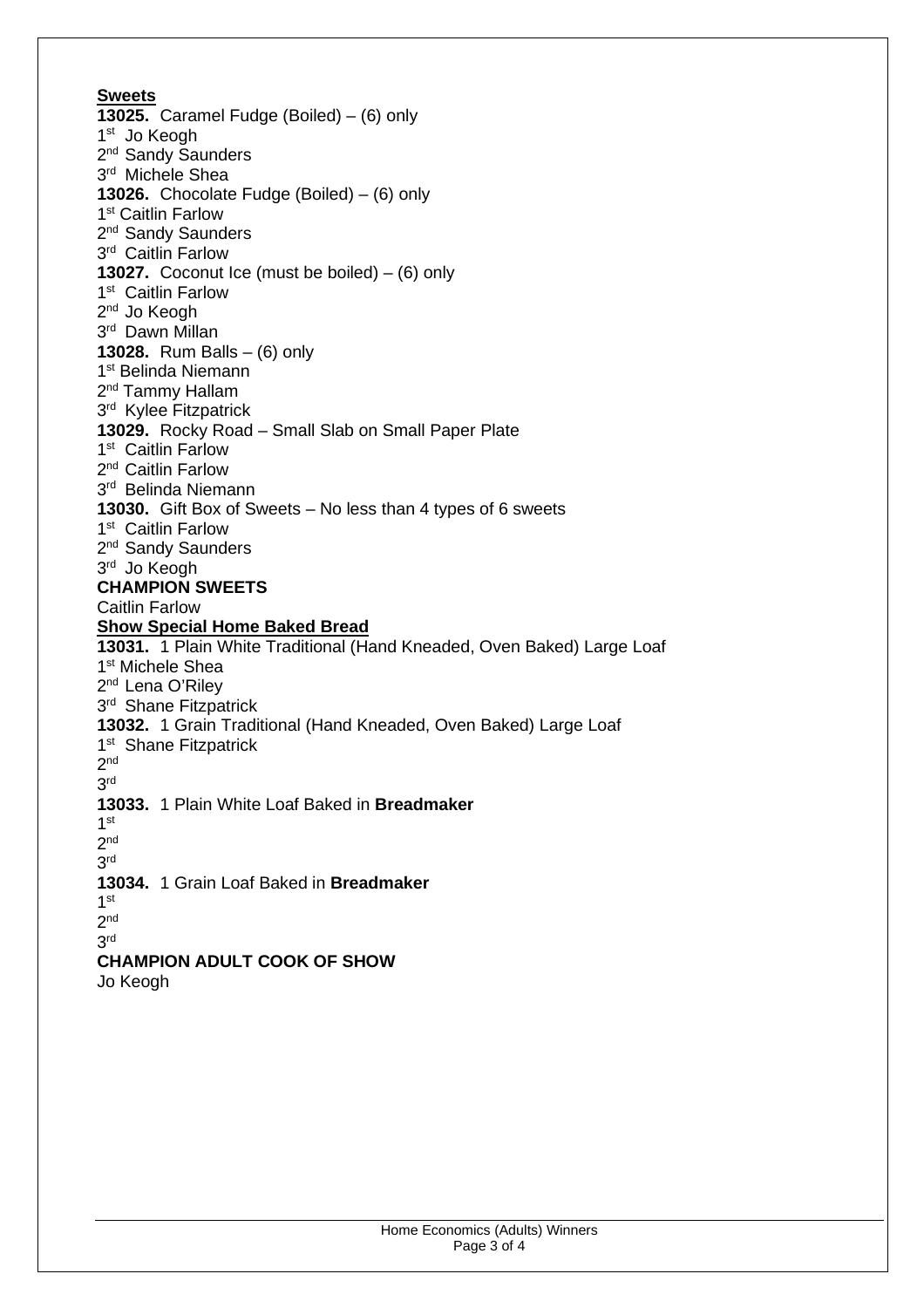**Sweets**

**13025.** Caramel Fudge (Boiled) – (6) only
1st Jo Keogh
2nd Sandy Saunders
3rd Michele Shea

**13026.** Chocolate Fudge (Boiled) – (6) only
1st Caitlin Farlow
2nd Sandy Saunders
3rd Caitlin Farlow

**13027.** Coconut Ice (must be boiled) – (6) only
1st Caitlin Farlow
2nd Jo Keogh
3rd Dawn Millan

**13028.** Rum Balls – (6) only
1st Belinda Niemann
2nd Tammy Hallam
3rd Kylee Fitzpatrick

**13029.** Rocky Road – Small Slab on Small Paper Plate
1st Caitlin Farlow
2nd Caitlin Farlow
3rd Belinda Niemann

**13030.** Gift Box of Sweets – No less than 4 types of 6 sweets
1st Caitlin Farlow
2nd Sandy Saunders
3rd Jo Keogh

**CHAMPION SWEETS**
Caitlin Farlow

**Show Special Home Baked Bread**

**13031.** 1 Plain White Traditional (Hand Kneaded, Oven Baked) Large Loaf
1st Michele Shea
2nd Lena O'Riley
3rd Shane Fitzpatrick

**13032.** 1 Grain Traditional (Hand Kneaded, Oven Baked) Large Loaf
1st Shane Fitzpatrick
2nd
3rd

**13033.** 1 Plain White Loaf Baked in **Breadmaker**
1st
2nd
3rd

**13034.** 1 Grain Loaf Baked in **Breadmaker**
1st
2nd
3rd

**CHAMPION ADULT COOK OF SHOW**
Jo Keogh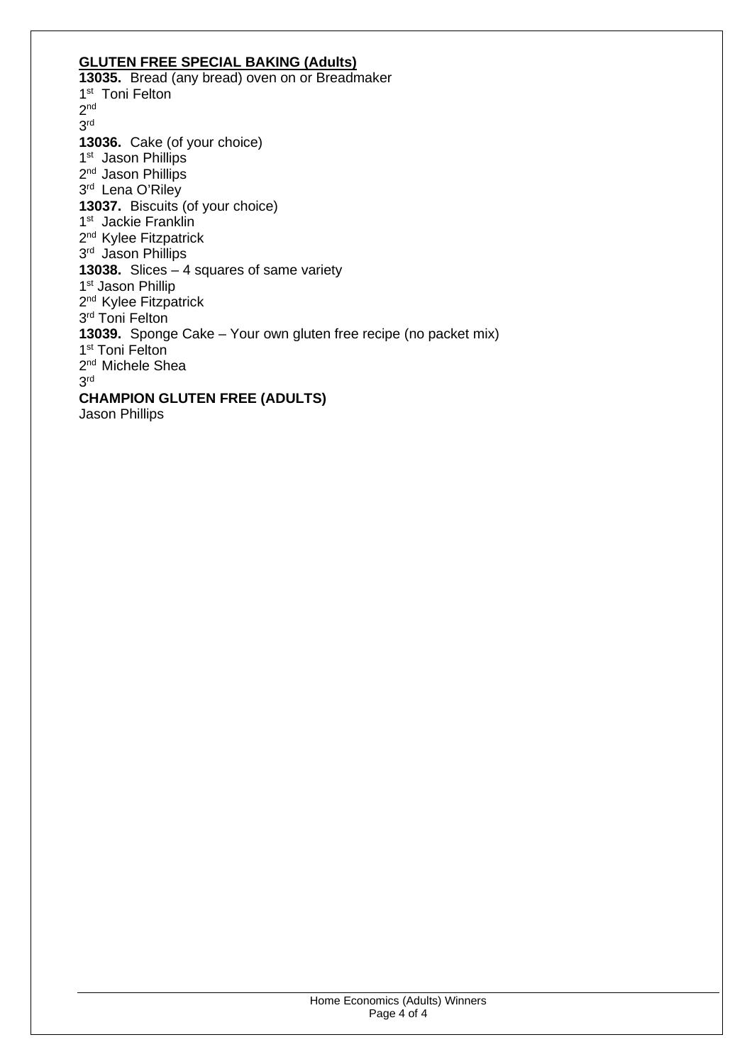## GLUTEN FREE SPECIAL BAKING (Adults)

**13035.** Bread (any bread) oven on or Breadmaker

1st Toni Felton

2nd

3rd

**13036.** Cake (of your choice)

1st Jason Phillips

2nd Jason Phillips

3rd Lena O'Riley

**13037.** Biscuits (of your choice)

1st Jackie Franklin

2nd Kylee Fitzpatrick

3rd Jason Phillips

**13038.** Slices – 4 squares of same variety

1st Jason Phillip

2nd Kylee Fitzpatrick

3rd Toni Felton

**13039.** Sponge Cake – Your own gluten free recipe (no packet mix)

1st Toni Felton

2nd Michele Shea

3rd

**CHAMPION GLUTEN FREE (ADULTS)**

Jason Phillips